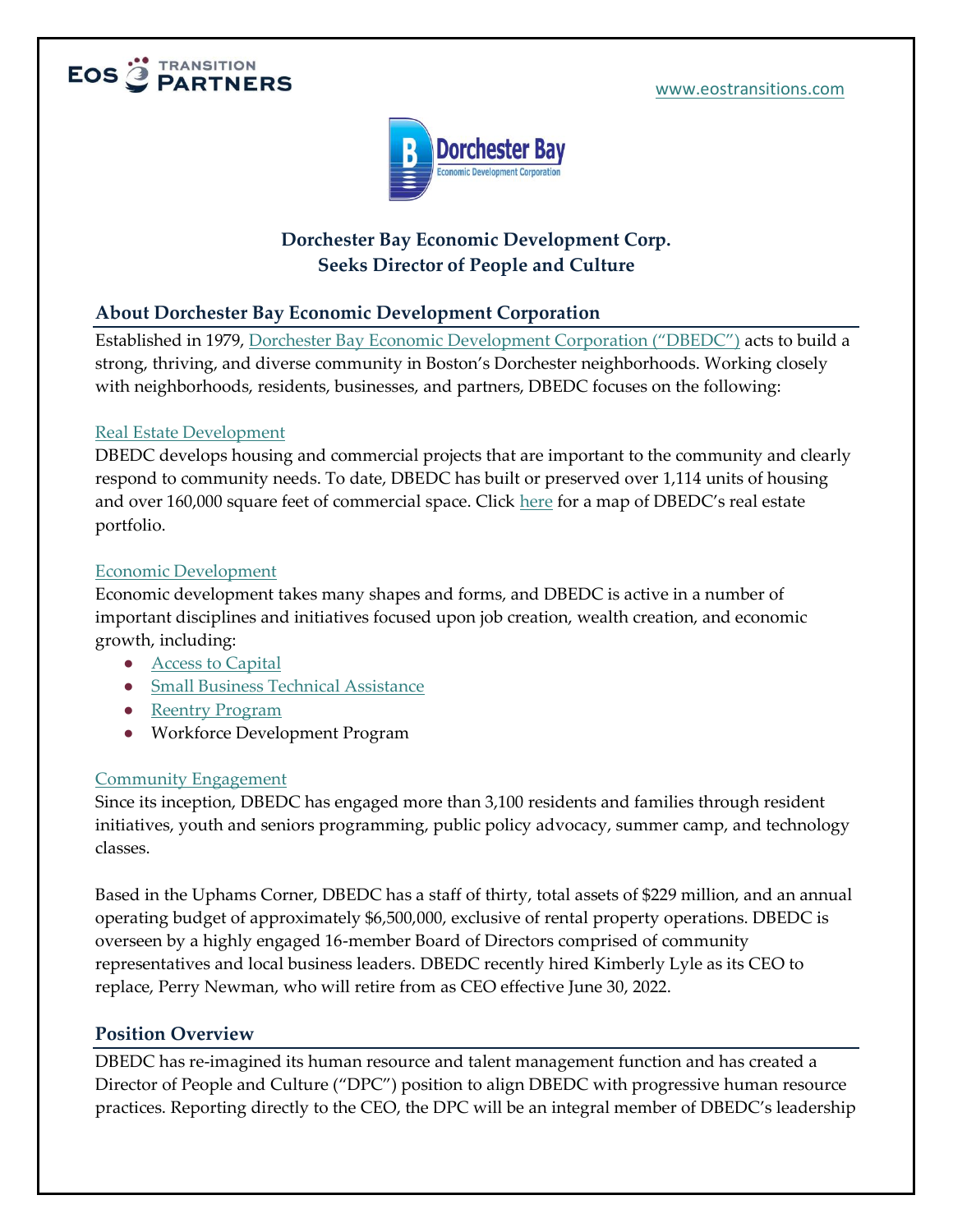EOS TRANSITION PARTNERS

www.eostransitions.com

**Dorchester Bay Economic Development Corp.**
**Seeks Director of People and Culture**

## About Dorchester Bay Economic Development Corporation

Established in 1979, Dorchester Bay Economic Development Corporation ("DBEDC") acts to build a strong, thriving, and diverse community in Boston's Dorchester neighborhoods. Working closely with neighborhoods, residents, businesses, and partners, DBEDC focuses on the following:

### Real Estate Development

DBEDC develops housing and commercial projects that are important to the community and clearly respond to community needs. To date, DBEDC has built or preserved over 1,114 units of housing and over 160,000 square feet of commercial space. Click here for a map of DBEDC's real estate portfolio.

### Economic Development

Economic development takes many shapes and forms, and DBEDC is active in a number of important disciplines and initiatives focused upon job creation, wealth creation, and economic growth, including:

- Access to Capital
- Small Business Technical Assistance
- Reentry Program
- Workforce Development Program

### Community Engagement

Since its inception, DBEDC has engaged more than 3,100 residents and families through resident initiatives, youth and seniors programming, public policy advocacy, summer camp, and technology classes.

Based in the Uphams Corner, DBEDC has a staff of thirty, total assets of $229 million, and an annual operating budget of approximately $6,500,000, exclusive of rental property operations. DBEDC is overseen by a highly engaged 16-member Board of Directors comprised of community representatives and local business leaders. DBEDC recently hired Kimberly Lyle as its CEO to replace, Perry Newman, who will retire from as CEO effective June 30, 2022.

## Position Overview

DBEDC has re-imagined its human resource and talent management function and has created a Director of People and Culture ("DPC") position to align DBEDC with progressive human resource practices. Reporting directly to the CEO, the DPC will be an integral member of DBEDC's leadership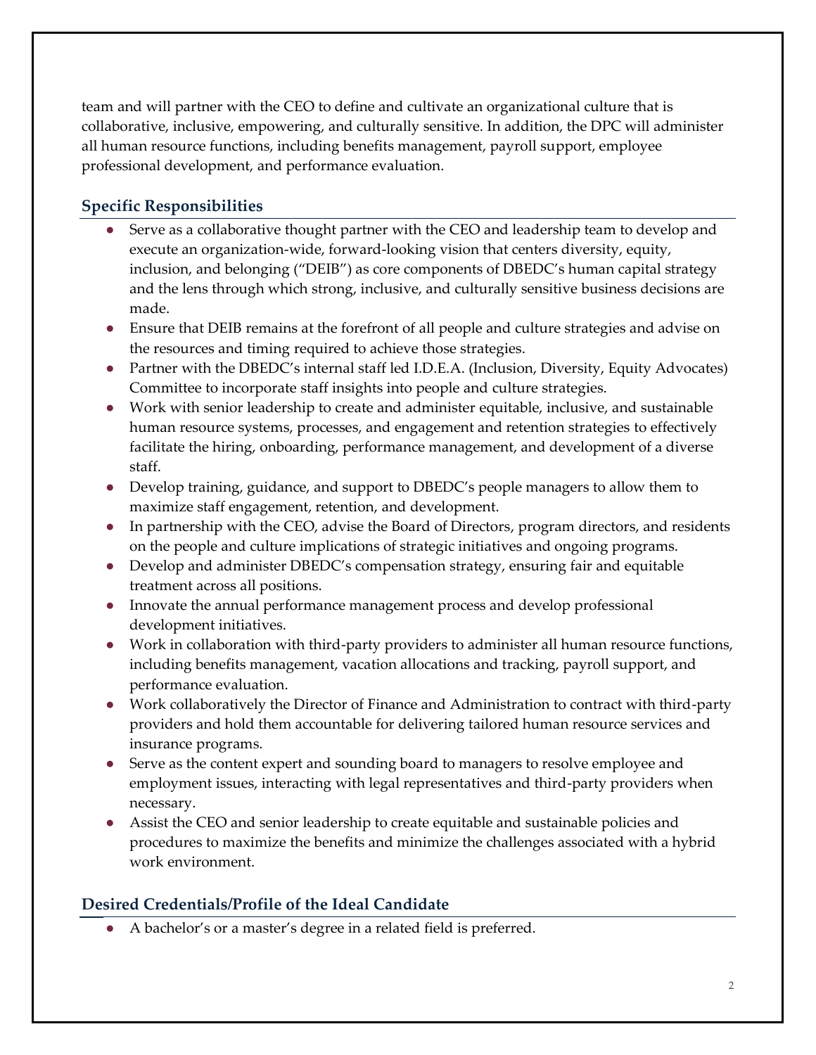team and will partner with the CEO to define and cultivate an organizational culture that is collaborative, inclusive, empowering, and culturally sensitive. In addition, the DPC will administer all human resource functions, including benefits management, payroll support, employee professional development, and performance evaluation.

## Specific Responsibilities

- Serve as a collaborative thought partner with the CEO and leadership team to develop and execute an organization-wide, forward-looking vision that centers diversity, equity, inclusion, and belonging ("DEIB") as core components of DBEDC's human capital strategy and the lens through which strong, inclusive, and culturally sensitive business decisions are made.
- Ensure that DEIB remains at the forefront of all people and culture strategies and advise on the resources and timing required to achieve those strategies.
- Partner with the DBEDC's internal staff led I.D.E.A. (Inclusion, Diversity, Equity Advocates) Committee to incorporate staff insights into people and culture strategies.
- Work with senior leadership to create and administer equitable, inclusive, and sustainable human resource systems, processes, and engagement and retention strategies to effectively facilitate the hiring, onboarding, performance management, and development of a diverse staff.
- Develop training, guidance, and support to DBEDC's people managers to allow them to maximize staff engagement, retention, and development.
- In partnership with the CEO, advise the Board of Directors, program directors, and residents on the people and culture implications of strategic initiatives and ongoing programs.
- Develop and administer DBEDC's compensation strategy, ensuring fair and equitable treatment across all positions.
- Innovate the annual performance management process and develop professional development initiatives.
- Work in collaboration with third-party providers to administer all human resource functions, including benefits management, vacation allocations and tracking, payroll support, and performance evaluation.
- Work collaboratively the Director of Finance and Administration to contract with third-party providers and hold them accountable for delivering tailored human resource services and insurance programs.
- Serve as the content expert and sounding board to managers to resolve employee and employment issues, interacting with legal representatives and third-party providers when necessary.
- Assist the CEO and senior leadership to create equitable and sustainable policies and procedures to maximize the benefits and minimize the challenges associated with a hybrid work environment.

## Desired Credentials/Profile of the Ideal Candidate

- A bachelor's or a master's degree in a related field is preferred.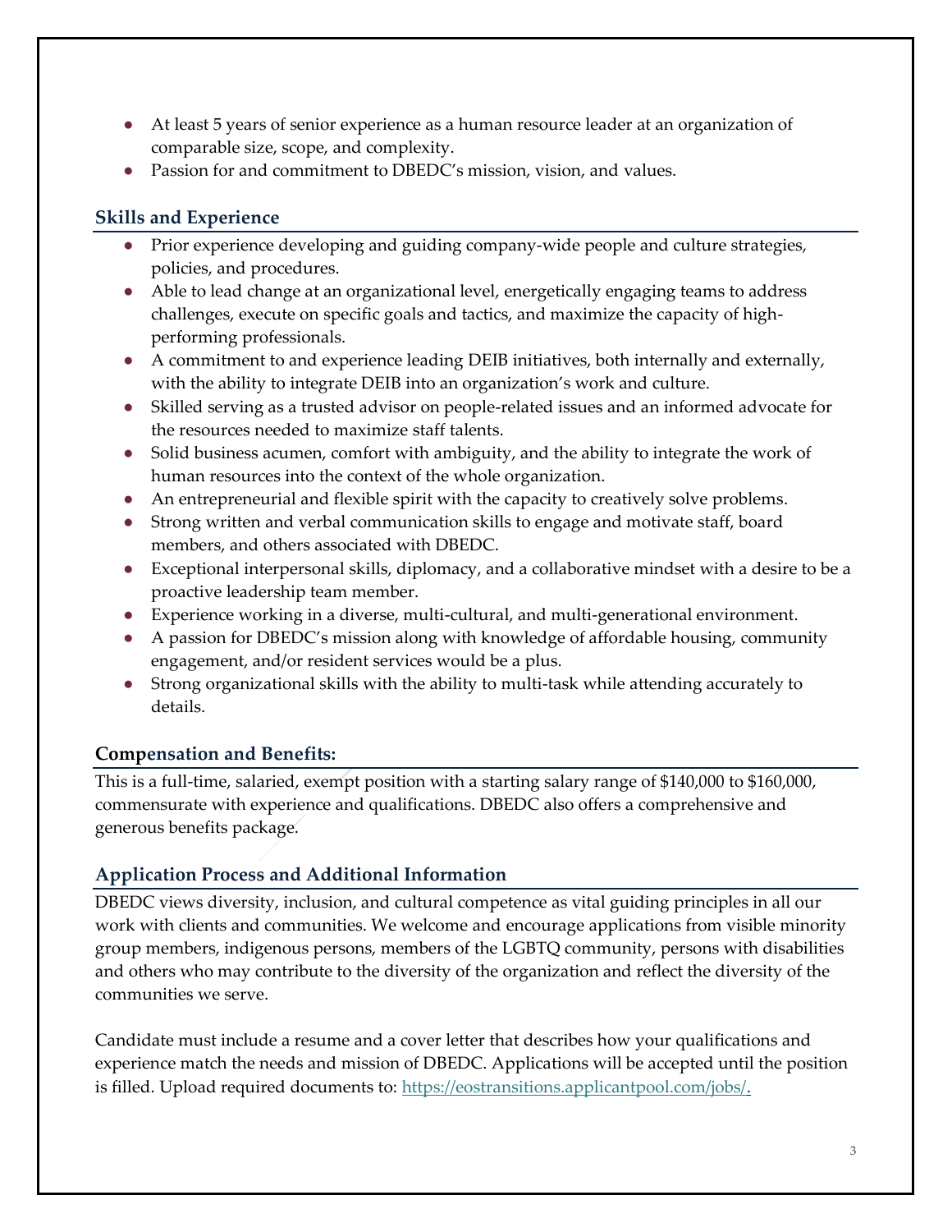- At least 5 years of senior experience as a human resource leader at an organization of comparable size, scope, and complexity.
- Passion for and commitment to DBEDC's mission, vision, and values.

## Skills and Experience

- Prior experience developing and guiding company-wide people and culture strategies, policies, and procedures.
- Able to lead change at an organizational level, energetically engaging teams to address challenges, execute on specific goals and tactics, and maximize the capacity of high-performing professionals.
- A commitment to and experience leading DEIB initiatives, both internally and externally, with the ability to integrate DEIB into an organization's work and culture.
- Skilled serving as a trusted advisor on people-related issues and an informed advocate for the resources needed to maximize staff talents.
- Solid business acumen, comfort with ambiguity, and the ability to integrate the work of human resources into the context of the whole organization.
- An entrepreneurial and flexible spirit with the capacity to creatively solve problems.
- Strong written and verbal communication skills to engage and motivate staff, board members, and others associated with DBEDC.
- Exceptional interpersonal skills, diplomacy, and a collaborative mindset with a desire to be a proactive leadership team member.
- Experience working in a diverse, multi-cultural, and multi-generational environment.
- A passion for DBEDC's mission along with knowledge of affordable housing, community engagement, and/or resident services would be a plus.
- Strong organizational skills with the ability to multi-task while attending accurately to details.

## Compensation and Benefits:

This is a full-time, salaried, exempt position with a starting salary range of $140,000 to $160,000, commensurate with experience and qualifications. DBEDC also offers a comprehensive and generous benefits package.

## Application Process and Additional Information

DBEDC views diversity, inclusion, and cultural competence as vital guiding principles in all our work with clients and communities. We welcome and encourage applications from visible minority group members, indigenous persons, members of the LGBTQ community, persons with disabilities and others who may contribute to the diversity of the organization and reflect the diversity of the communities we serve.

Candidate must include a resume and a cover letter that describes how your qualifications and experience match the needs and mission of DBEDC. Applications will be accepted until the position is filled. Upload required documents to: https://eostransitions.applicantpool.com/jobs/.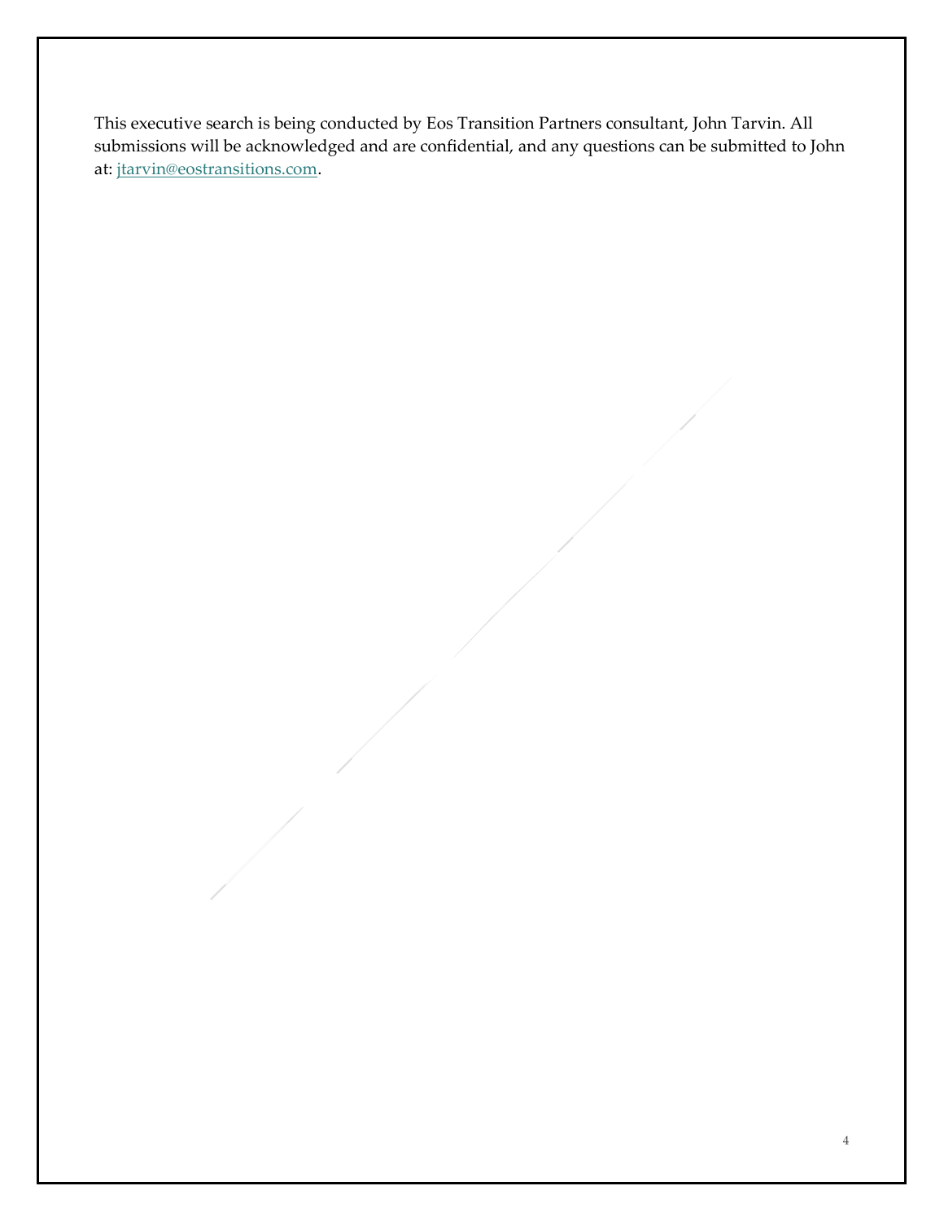This executive search is being conducted by Eos Transition Partners consultant, John Tarvin. All submissions will be acknowledged and are confidential, and any questions can be submitted to John at: jtarvin@eostransitions.com.